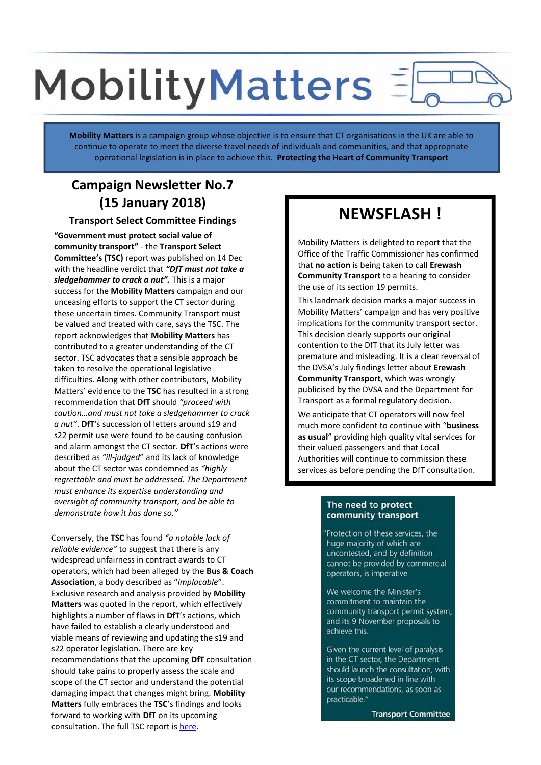# MobilityMatters

**Mobility Matters** is a campaign group whose objective is to ensure that CT organisations in the UK are able to continue to operate to meet the diverse travel needs of individuals and communities, and that appropriate operational legislation is in place to achieve this. **Protecting the Heart of Community Transport**

## Campaign Newsletter No.7 (15 January 2018)

### Transport Select Committee Findings

**"Government must protect social value of community transport"** - the **Transport Select Committee's (TSC)** report was published on 14 Dec with the headline verdict that ***"DfT must not take a sledgehammer to crack a nut".*** This is a major success for the **Mobility Matters** campaign and our unceasing efforts to support the CT sector during these uncertain times. Community Transport must be valued and treated with care, says the TSC. The report acknowledges that **Mobility Matters** has contributed to a greater understanding of the CT sector. TSC advocates that a sensible approach be taken to resolve the operational legislative difficulties. Along with other contributors, Mobility Matters' evidence to the **TSC** has resulted in a strong recommendation that **DfT** should *"proceed with caution…and must not take a sledgehammer to crack a nut"*. **DfT**'s succession of letters around s19 and s22 permit use were found to be causing confusion and alarm amongst the CT sector. **DfT**'s actions were described as *"ill-judged*" and its lack of knowledge about the CT sector was condemned as *"highly regrettable and must be addressed. The Department must enhance its expertise understanding and oversight of community transport, and be able to demonstrate how it has done so."*

Conversely, the **TSC** has found *"a notable lack of reliable evidence"* to suggest that there is any widespread unfairness in contract awards to CT operators, which had been alleged by the **Bus & Coach Association**, a body described as "*implacable*". Exclusive research and analysis provided by **Mobility Matters** was quoted in the report, which effectively highlights a number of flaws in **DfT**'s actions, which have failed to establish a clearly understood and viable means of reviewing and updating the s19 and s22 operator legislation. There are key recommendations that the upcoming **DfT** consultation should take pains to properly assess the scale and scope of the CT sector and understand the potential damaging impact that changes might bring. **Mobility Matters** fully embraces the **TSC**'s findings and looks forward to working with **DfT** on its upcoming consultation. The full TSC report is here.

## NEWSFLASH !

Mobility Matters is delighted to report that the Office of the Traffic Commissioner has confirmed that **no action** is being taken to call **Erewash Community Transport** to a hearing to consider the use of its section 19 permits.

This landmark decision marks a major success in Mobility Matters' campaign and has very positive implications for the community transport sector. This decision clearly supports our original contention to the DfT that its July letter was premature and misleading. It is a clear reversal of the DVSA's July findings letter about **Erewash Community Transport**, which was wrongly publicised by the DVSA and the Department for Transport as a formal regulatory decision.

We anticipate that CT operators will now feel much more confident to continue with "**business as usual**" providing high quality vital services for their valued passengers and that Local Authorities will continue to commission these services as before pending the DfT consultation.

**The need to protect community transport**

"Protection of these services, the huge majority of which are uncontested, and by definition cannot be provided by commercial operators, is imperative.

We welcome the Minister's commitment to maintain the community transport permit system, and its 9 November proposals to achieve this.

Given the current level of paralysis in the CT sector, the Department should launch the consultation, with its scope broadened in line with our recommendations, as soon as practicable."

**Transport Committee**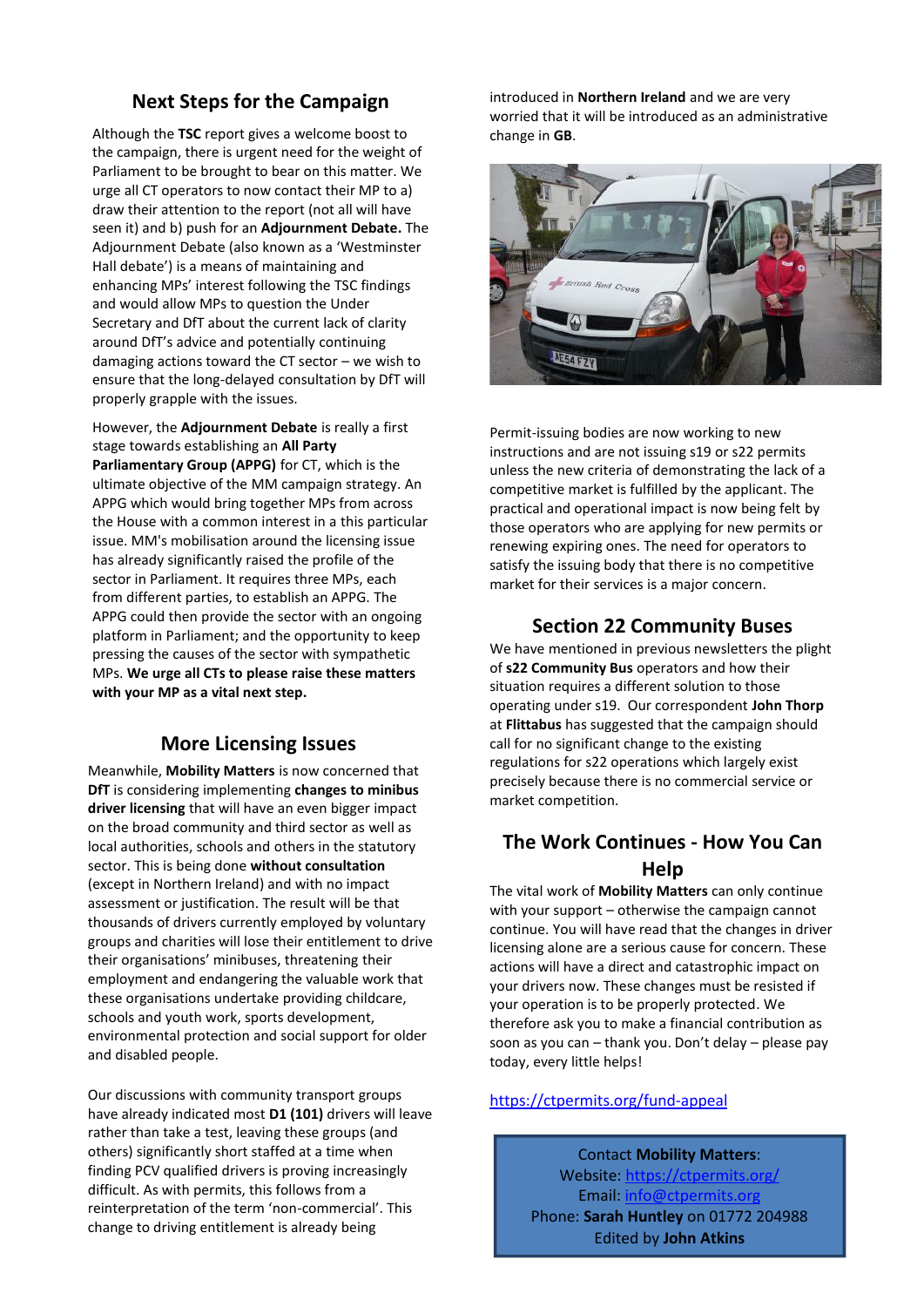## Next Steps for the Campaign

Although the **TSC** report gives a welcome boost to the campaign, there is urgent need for the weight of Parliament to be brought to bear on this matter. We urge all CT operators to now contact their MP to a) draw their attention to the report (not all will have seen it) and b) push for an **Adjournment Debate.** The Adjournment Debate (also known as a 'Westminster Hall debate') is a means of maintaining and enhancing MPs' interest following the TSC findings and would allow MPs to question the Under Secretary and DfT about the current lack of clarity around DfT's advice and potentially continuing damaging actions toward the CT sector – we wish to ensure that the long-delayed consultation by DfT will properly grapple with the issues.

However, the **Adjournment Debate** is really a first stage towards establishing an **All Party Parliamentary Group (APPG)** for CT, which is the ultimate objective of the MM campaign strategy. An APPG which would bring together MPs from across the House with a common interest in a this particular issue. MM's mobilisation around the licensing issue has already significantly raised the profile of the sector in Parliament. It requires three MPs, each from different parties, to establish an APPG. The APPG could then provide the sector with an ongoing platform in Parliament; and the opportunity to keep pressing the causes of the sector with sympathetic MPs. **We urge all CTs to please raise these matters with your MP as a vital next step.**

## More Licensing Issues

Meanwhile, **Mobility Matters** is now concerned that **DfT** is considering implementing **changes to minibus driver licensing** that will have an even bigger impact on the broad community and third sector as well as local authorities, schools and others in the statutory sector. This is being done **without consultation** (except in Northern Ireland) and with no impact assessment or justification. The result will be that thousands of drivers currently employed by voluntary groups and charities will lose their entitlement to drive their organisations' minibuses, threatening their employment and endangering the valuable work that these organisations undertake providing childcare, schools and youth work, sports development, environmental protection and social support for older and disabled people.

Our discussions with community transport groups have already indicated most **D1 (101)** drivers will leave rather than take a test, leaving these groups (and others) significantly short staffed at a time when finding PCV qualified drivers is proving increasingly difficult. As with permits, this follows from a reinterpretation of the term 'non-commercial'. This change to driving entitlement is already being introduced in **Northern Ireland** and we are very worried that it will be introduced as an administrative change in **GB**.

Permit-issuing bodies are now working to new instructions and are not issuing s19 or s22 permits unless the new criteria of demonstrating the lack of a competitive market is fulfilled by the applicant. The practical and operational impact is now being felt by those operators who are applying for new permits or renewing expiring ones. The need for operators to satisfy the issuing body that there is no competitive market for their services is a major concern.

## Section 22 Community Buses

We have mentioned in previous newsletters the plight of **s22 Community Bus** operators and how their situation requires a different solution to those operating under s19. Our correspondent **John Thorp** at **Flittabus** has suggested that the campaign should call for no significant change to the existing regulations for s22 operations which largely exist precisely because there is no commercial service or market competition.

## The Work Continues - How You Can Help

The vital work of **Mobility Matters** can only continue with your support – otherwise the campaign cannot continue. You will have read that the changes in driver licensing alone are a serious cause for concern. These actions will have a direct and catastrophic impact on your drivers now. These changes must be resisted if your operation is to be properly protected. We therefore ask you to make a financial contribution as soon as you can – thank you. Don't delay – please pay today, every little helps!

https://ctpermits.org/fund-appeal

Contact **Mobility Matters**:
Website: https://ctpermits.org/
Email: info@ctpermits.org
Phone: **Sarah Huntley** on 01772 204988
Edited by **John Atkins**